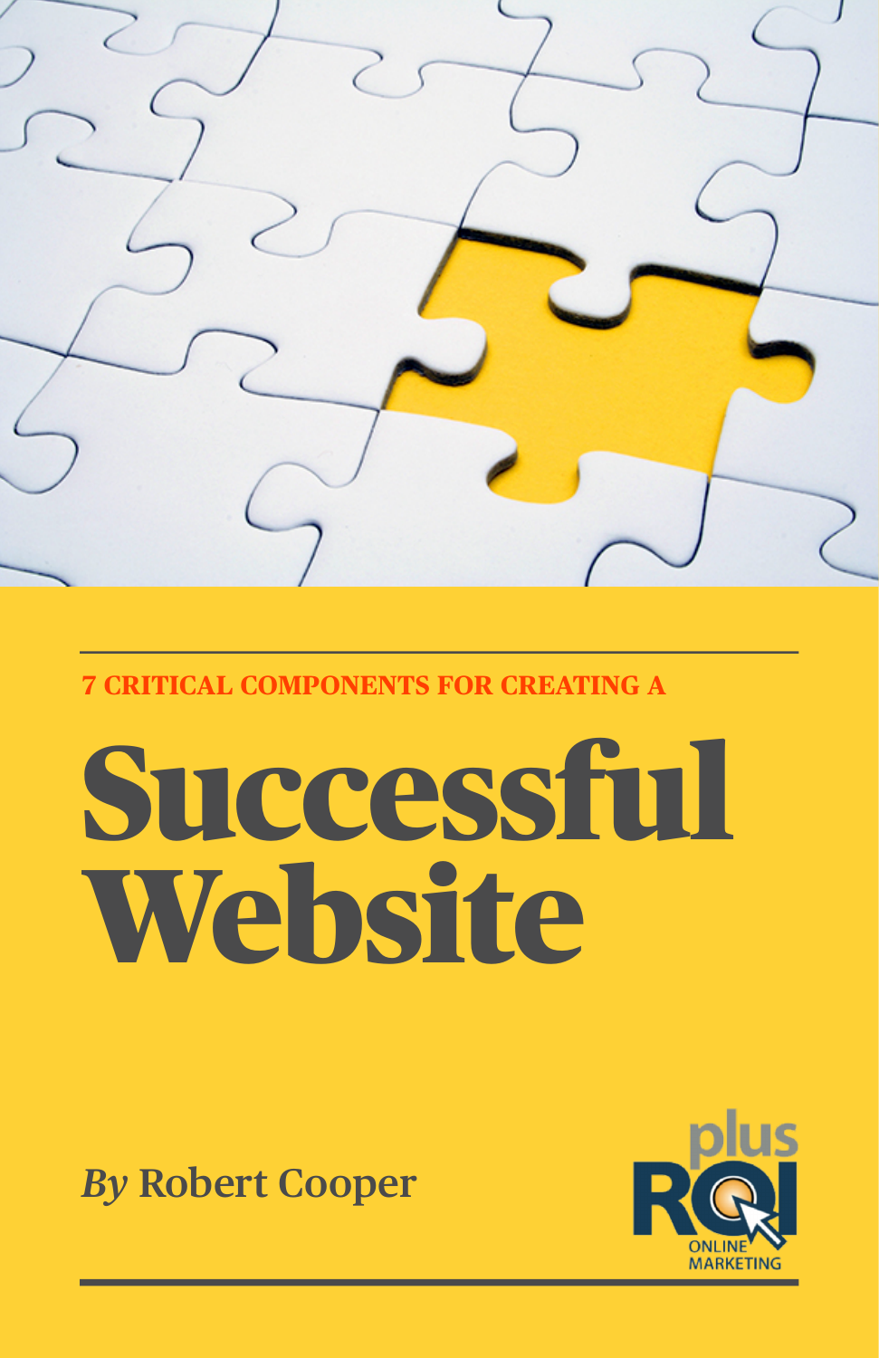7 CRITICAL COMPONENTS FOR CREATING A

# Successful Website

*By* Robert Cooper

plus ROI ONLINE MARKETING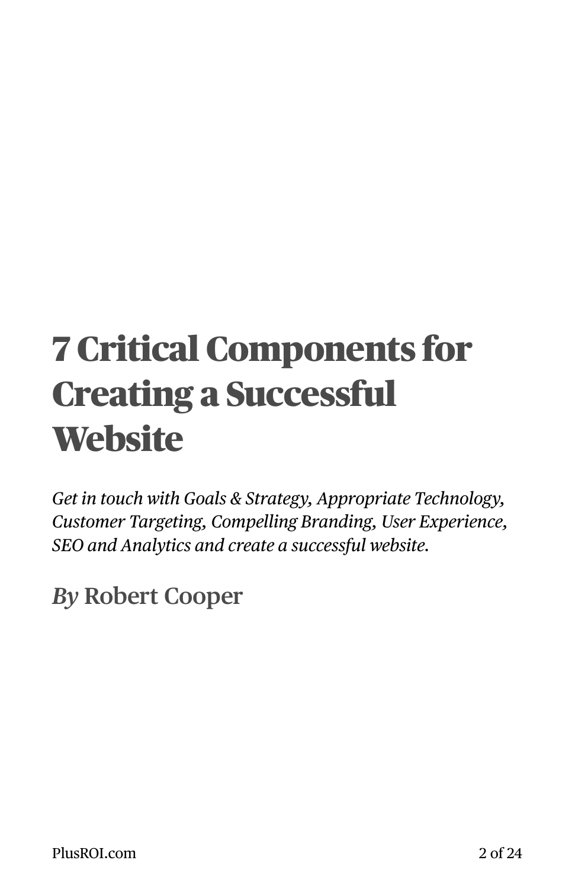# 7 Critical Components for Creating a Successful Website

*Get in touch with Goals & Strategy, Appropriate Technology, Customer Targeting, Compelling Branding, User Experience, SEO and Analytics and create a successful website.*

*By* Robert Cooper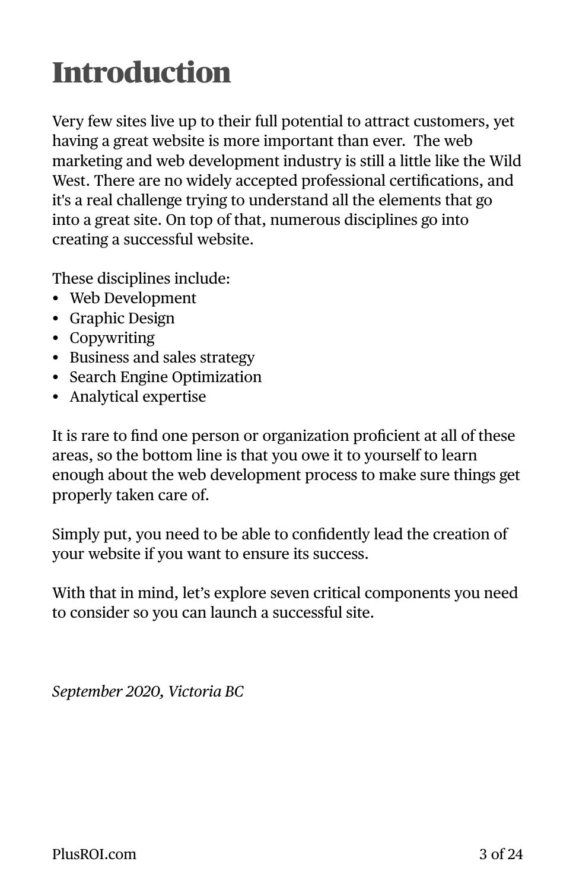# Introduction

Very few sites live up to their full potential to attract customers, yet having a great website is more important than ever.  The web marketing and web development industry is still a little like the Wild West. There are no widely accepted professional certifications, and it's a real challenge trying to understand all the elements that go into a great site. On top of that, numerous disciplines go into creating a successful website.

These disciplines include:

- Web Development
- Graphic Design
- Copywriting
- Business and sales strategy
- Search Engine Optimization
- Analytical expertise

It is rare to find one person or organization proficient at all of these areas, so the bottom line is that you owe it to yourself to learn enough about the web development process to make sure things get properly taken care of.

Simply put, you need to be able to confidently lead the creation of your website if you want to ensure its success.

With that in mind, let’s explore seven critical components you need to consider so you can launch a successful site.

*September 2020, Victoria BC*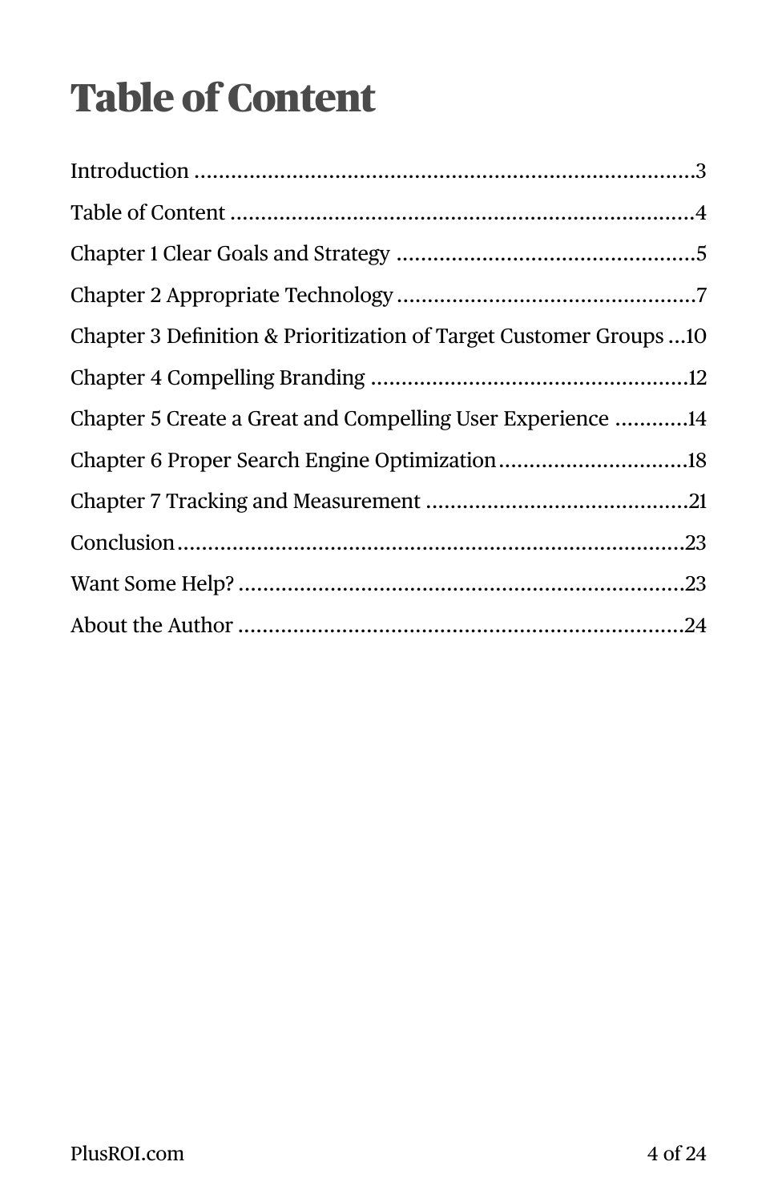# Table of Content

Introduction ..................................................................................3

Table of Content ...........................................................................4

Chapter 1 Clear Goals and Strategy .................................................5

Chapter 2 Appropriate Technology .................................................7

Chapter 3 Definition & Prioritization of Target Customer Groups ...10

Chapter 4 Compelling Branding ....................................................12

Chapter 5 Create a Great and Compelling User Experience ............14

Chapter 6 Proper Search Engine Optimization...............................18

Chapter 7 Tracking and Measurement ...........................................21

Conclusion ...................................................................................23

Want Some Help? .........................................................................23

About the Author ..........................................................................24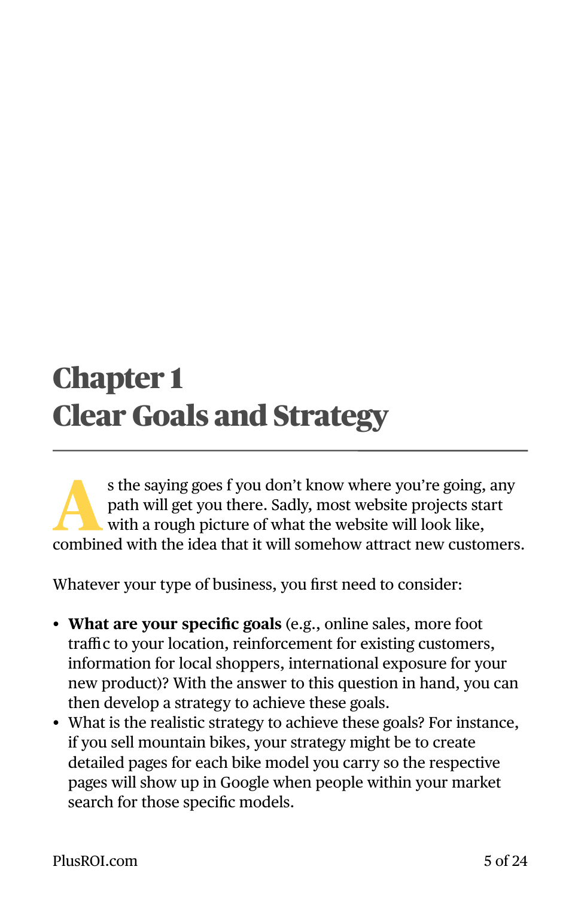# Chapter 1
# Clear Goals and Strategy

As the saying goes f you don't know where you're going, any path will get you there. Sadly, most website projects start with a rough picture of what the website will look like, combined with the idea that it will somehow attract new customers.

Whatever your type of business, you first need to consider:

- **What are your specific goals** (e.g., online sales, more foot traffic to your location, reinforcement for existing customers, information for local shoppers, international exposure for your new product)? With the answer to this question in hand, you can then develop a strategy to achieve these goals.
- What is the realistic strategy to achieve these goals? For instance, if you sell mountain bikes, your strategy might be to create detailed pages for each bike model you carry so the respective pages will show up in Google when people within your market search for those specific models.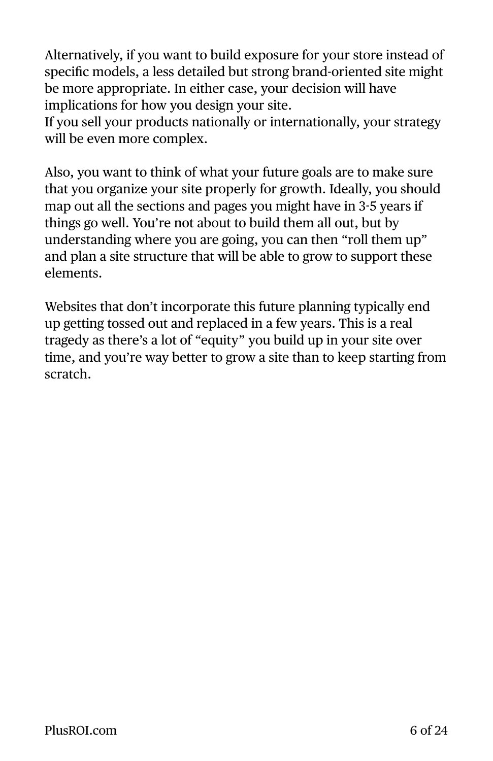Alternatively, if you want to build exposure for your store instead of specific models, a less detailed but strong brand-oriented site might be more appropriate. In either case, your decision will have implications for how you design your site.
If you sell your products nationally or internationally, your strategy will be even more complex.

Also, you want to think of what your future goals are to make sure that you organize your site properly for growth. Ideally, you should map out all the sections and pages you might have in 3-5 years if things go well. You're not about to build them all out, but by understanding where you are going, you can then "roll them up" and plan a site structure that will be able to grow to support these elements.

Websites that don't incorporate this future planning typically end up getting tossed out and replaced in a few years. This is a real tragedy as there's a lot of "equity" you build up in your site over time, and you're way better to grow a site than to keep starting from scratch.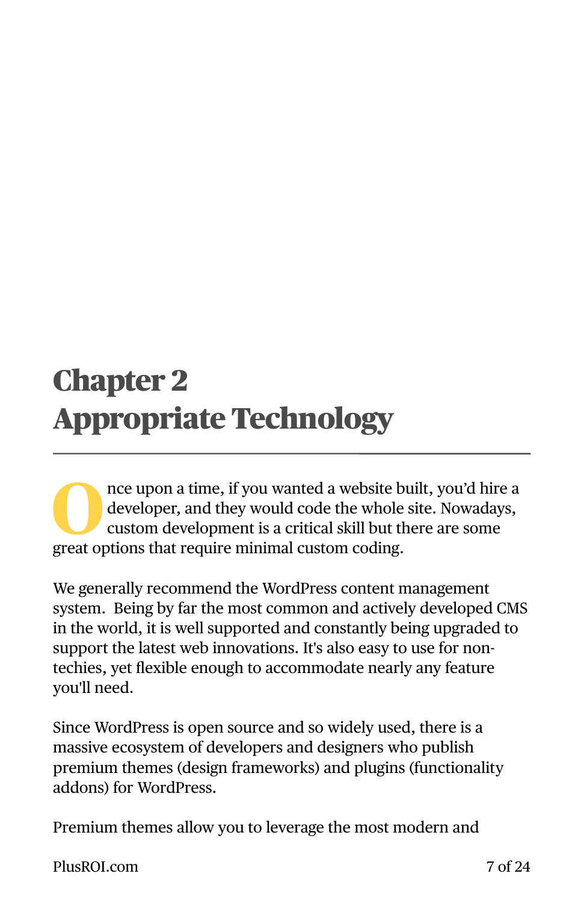# Chapter 2
# Appropriate Technology

---

Once upon a time, if you wanted a website built, you'd hire a developer, and they would code the whole site. Nowadays, custom development is a critical skill but there are some great options that require minimal custom coding.

We generally recommend the WordPress content management system. Being by far the most common and actively developed CMS in the world, it is well supported and constantly being upgraded to support the latest web innovations. It's also easy to use for non-techies, yet flexible enough to accommodate nearly any feature you'll need.

Since WordPress is open source and so widely used, there is a massive ecosystem of developers and designers who publish premium themes (design frameworks) and plugins (functionality addons) for WordPress.

Premium themes allow you to leverage the most modern and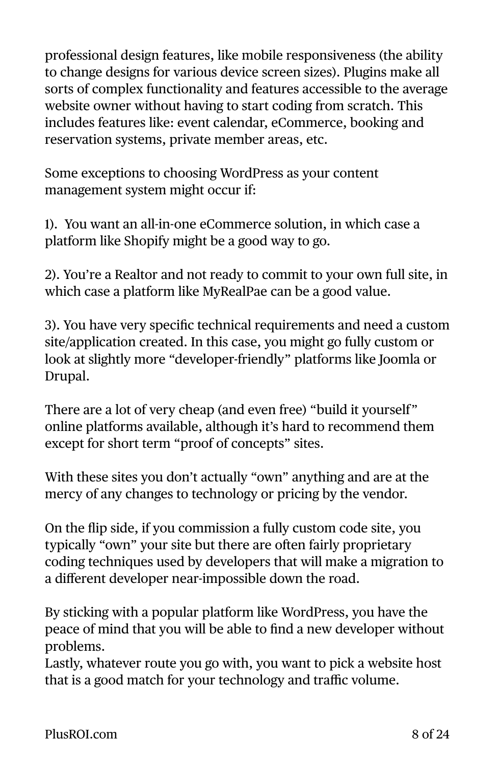professional design features, like mobile responsiveness (the ability to change designs for various device screen sizes). Plugins make all sorts of complex functionality and features accessible to the average website owner without having to start coding from scratch. This includes features like: event calendar, eCommerce, booking and reservation systems, private member areas, etc.

Some exceptions to choosing WordPress as your content management system might occur if:

1). You want an all-in-one eCommerce solution, in which case a platform like Shopify might be a good way to go.

2). You're a Realtor and not ready to commit to your own full site, in which case a platform like MyRealPae can be a good value.

3). You have very specific technical requirements and need a custom site/application created. In this case, you might go fully custom or look at slightly more "developer-friendly" platforms like Joomla or Drupal.

There are a lot of very cheap (and even free) "build it yourself" online platforms available, although it's hard to recommend them except for short term "proof of concepts" sites.

With these sites you don't actually "own" anything and are at the mercy of any changes to technology or pricing by the vendor.

On the flip side, if you commission a fully custom code site, you typically "own" your site but there are often fairly proprietary coding techniques used by developers that will make a migration to a different developer near-impossible down the road.

By sticking with a popular platform like WordPress, you have the peace of mind that you will be able to find a new developer without problems.

Lastly, whatever route you go with, you want to pick a website host that is a good match for your technology and traffic volume.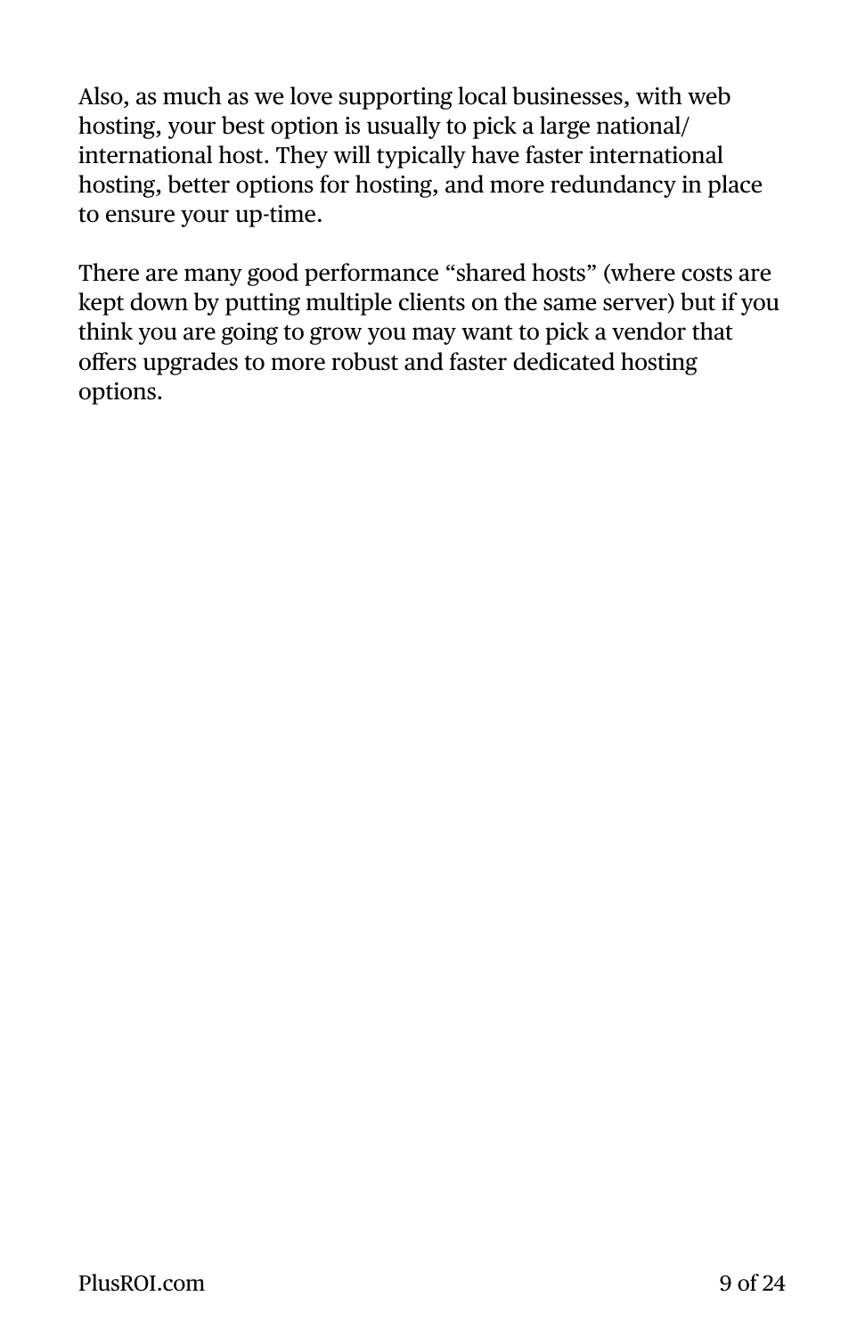Also, as much as we love supporting local businesses, with web hosting, your best option is usually to pick a large national/international host. They will typically have faster international hosting, better options for hosting, and more redundancy in place to ensure your up-time.

There are many good performance “shared hosts” (where costs are kept down by putting multiple clients on the same server) but if you think you are going to grow you may want to pick a vendor that offers upgrades to more robust and faster dedicated hosting options.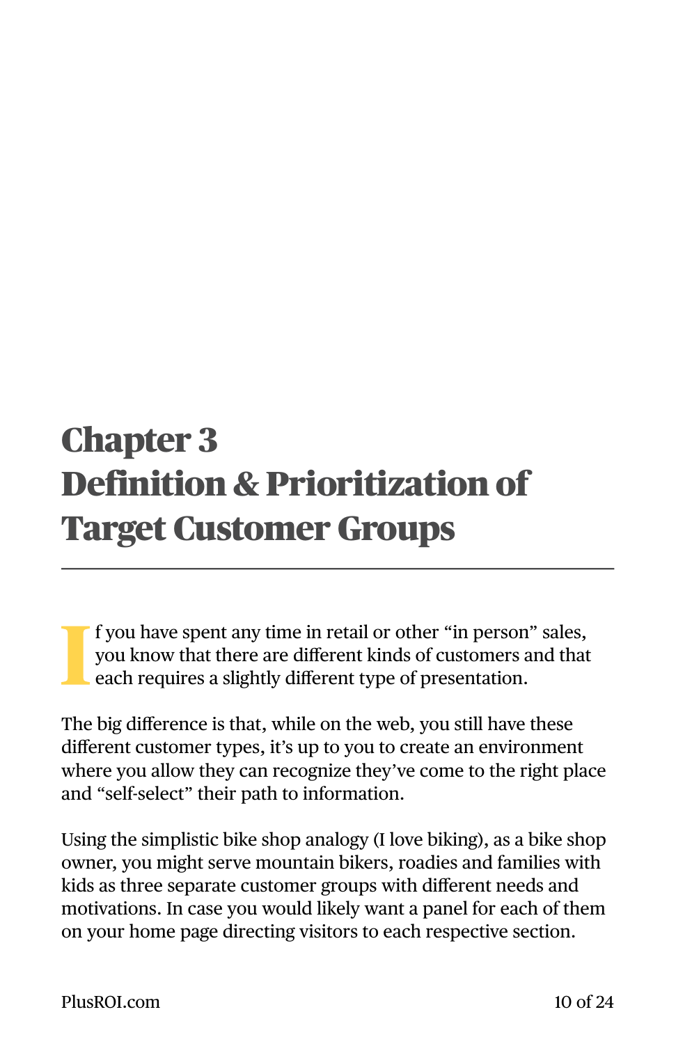# Chapter 3
# Definition & Prioritization of Target Customer Groups

If you have spent any time in retail or other "in person" sales, you know that there are different kinds of customers and that each requires a slightly different type of presentation.

The big difference is that, while on the web, you still have these different customer types, it's up to you to create an environment where you allow they can recognize they've come to the right place and "self-select" their path to information.

Using the simplistic bike shop analogy (I love biking), as a bike shop owner, you might serve mountain bikers, roadies and families with kids as three separate customer groups with different needs and motivations. In case you would likely want a panel for each of them on your home page directing visitors to each respective section.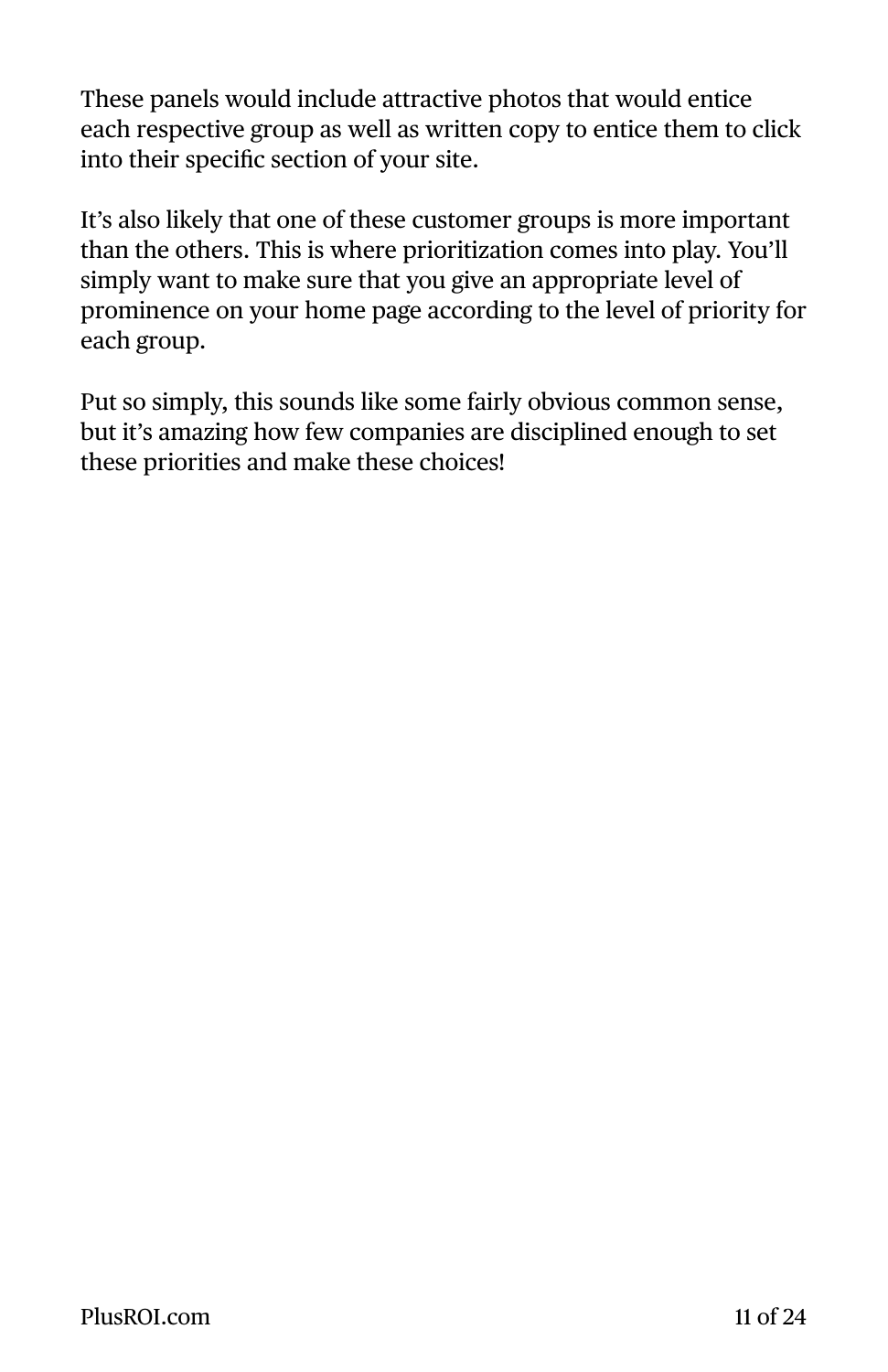These panels would include attractive photos that would entice each respective group as well as written copy to entice them to click into their specific section of your site.

It's also likely that one of these customer groups is more important than the others. This is where prioritization comes into play. You'll simply want to make sure that you give an appropriate level of prominence on your home page according to the level of priority for each group.

Put so simply, this sounds like some fairly obvious common sense, but it's amazing how few companies are disciplined enough to set these priorities and make these choices!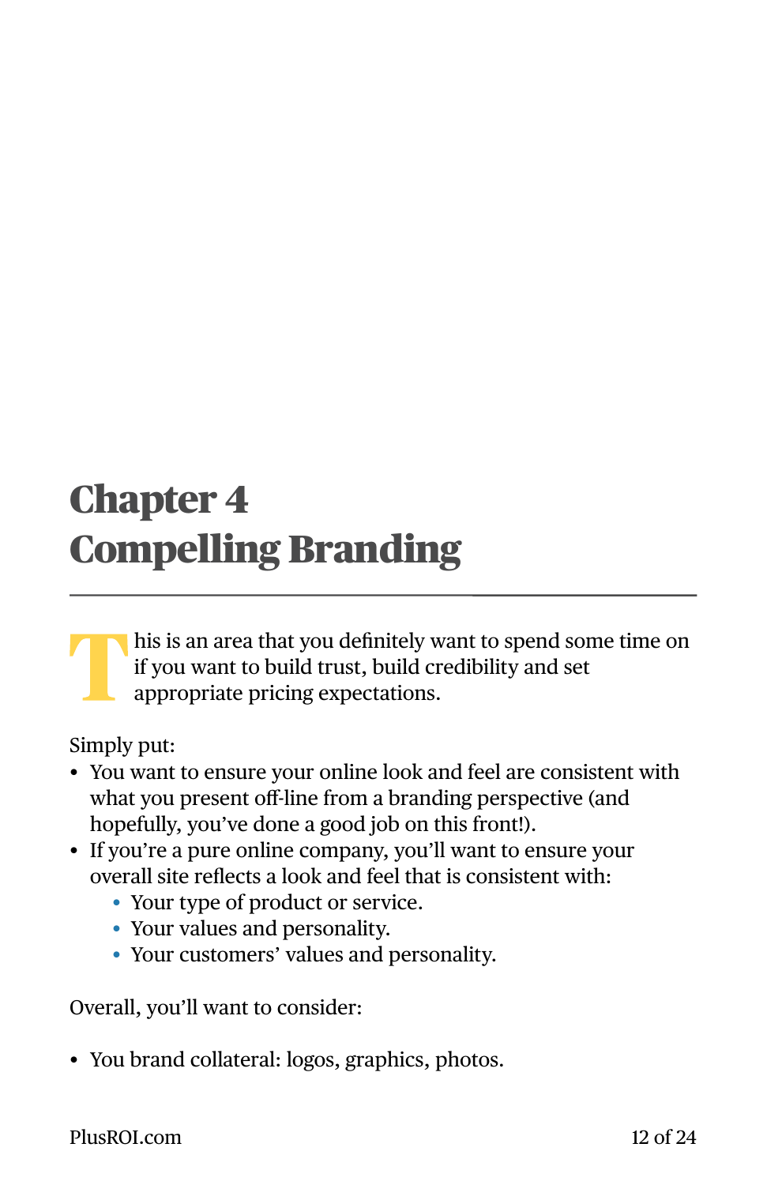# Chapter 4
# Compelling Branding

This is an area that you definitely want to spend some time on if you want to build trust, build credibility and set appropriate pricing expectations.

Simply put:

- You want to ensure your online look and feel are consistent with what you present off-line from a branding perspective (and hopefully, you've done a good job on this front!).
- If you're a pure online company, you'll want to ensure your overall site reflects a look and feel that is consistent with:
  - Your type of product or service.
  - Your values and personality.
  - Your customers' values and personality.

Overall, you'll want to consider:

- You brand collateral: logos, graphics, photos.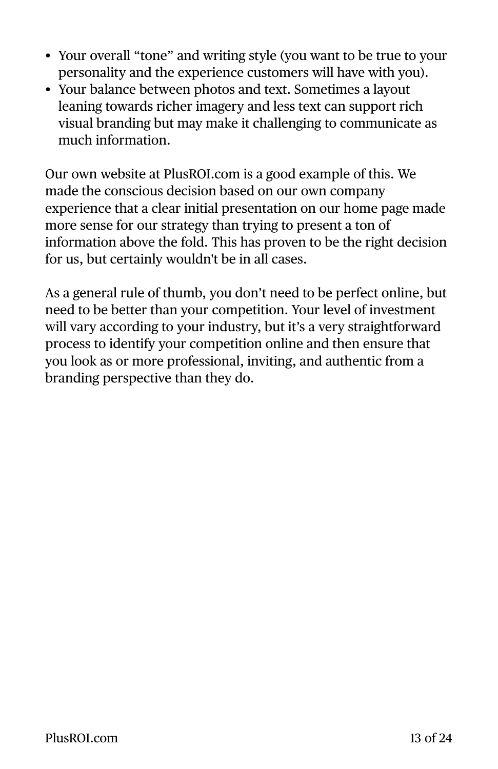- Your overall “tone” and writing style (you want to be true to your personality and the experience customers will have with you).
- Your balance between photos and text. Sometimes a layout leaning towards richer imagery and less text can support rich visual branding but may make it challenging to communicate as much information.

Our own website at PlusROI.com is a good example of this. We made the conscious decision based on our own company experience that a clear initial presentation on our home page made more sense for our strategy than trying to present a ton of information above the fold. This has proven to be the right decision for us, but certainly wouldn't be in all cases.

As a general rule of thumb, you don’t need to be perfect online, but need to be better than your competition. Your level of investment will vary according to your industry, but it’s a very straightforward process to identify your competition online and then ensure that you look as or more professional, inviting, and authentic from a branding perspective than they do.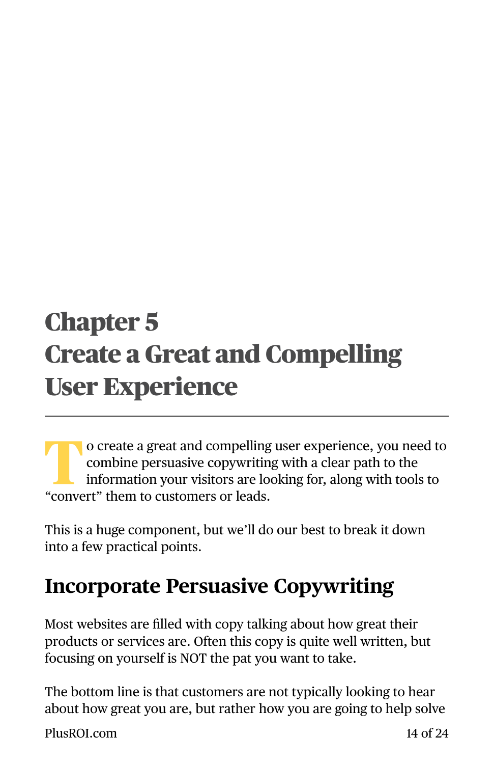# Chapter 5
# Create a Great and Compelling User Experience

To create a great and compelling user experience, you need to combine persuasive copywriting with a clear path to the information your visitors are looking for, along with tools to "convert" them to customers or leads.

This is a huge component, but we'll do our best to break it down into a few practical points.

## Incorporate Persuasive Copywriting

Most websites are filled with copy talking about how great their products or services are. Often this copy is quite well written, but focusing on yourself is NOT the pat you want to take.

The bottom line is that customers are not typically looking to hear about how great you are, but rather how you are going to help solve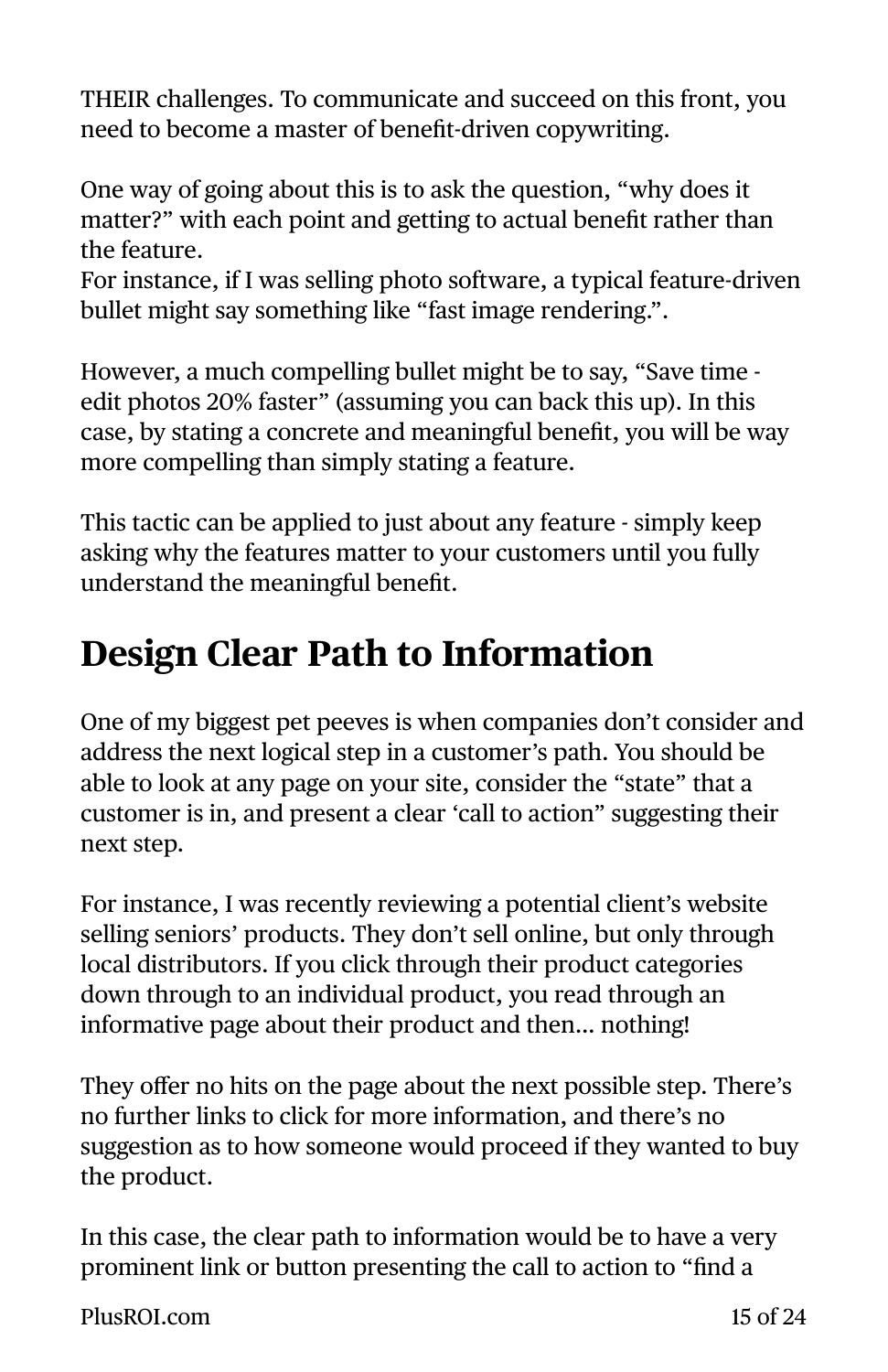THEIR challenges. To communicate and succeed on this front, you need to become a master of benefit-driven copywriting.

One way of going about this is to ask the question, “why does it matter?” with each point and getting to actual benefit rather than the feature.
For instance, if I was selling photo software, a typical feature-driven bullet might say something like “fast image rendering.”.

However, a much compelling bullet might be to say, “Save time - edit photos 20% faster” (assuming you can back this up). In this case, by stating a concrete and meaningful benefit, you will be way more compelling than simply stating a feature.

This tactic can be applied to just about any feature - simply keep asking why the features matter to your customers until you fully understand the meaningful benefit.

## Design Clear Path to Information

One of my biggest pet peeves is when companies don’t consider and address the next logical step in a customer’s path. You should be able to look at any page on your site, consider the “state” that a customer is in, and present a clear ‘call to action” suggesting their next step.

For instance, I was recently reviewing a potential client’s website selling seniors’ products. They don’t sell online, but only through local distributors. If you click through their product categories down through to an individual product, you read through an informative page about their product and then… nothing!

They offer no hits on the page about the next possible step. There’s no further links to click for more information, and there’s no suggestion as to how someone would proceed if they wanted to buy the product.

In this case, the clear path to information would be to have a very prominent link or button presenting the call to action to “find a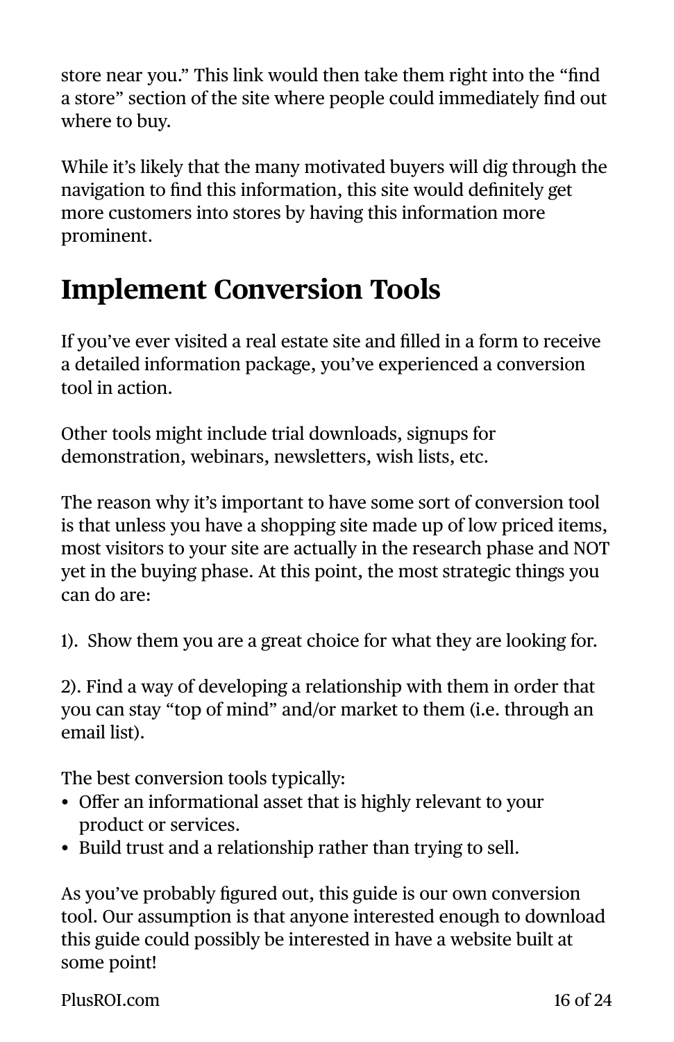store near you." This link would then take them right into the "find a store" section of the site where people could immediately find out where to buy.

While it's likely that the many motivated buyers will dig through the navigation to find this information, this site would definitely get more customers into stores by having this information more prominent.

## Implement Conversion Tools

If you've ever visited a real estate site and filled in a form to receive a detailed information package, you've experienced a conversion tool in action.

Other tools might include trial downloads, signups for demonstration, webinars, newsletters, wish lists, etc.

The reason why it's important to have some sort of conversion tool is that unless you have a shopping site made up of low priced items, most visitors to your site are actually in the research phase and NOT yet in the buying phase. At this point, the most strategic things you can do are:

1). Show them you are a great choice for what they are looking for.

2). Find a way of developing a relationship with them in order that you can stay "top of mind" and/or market to them (i.e. through an email list).

The best conversion tools typically:

- Offer an informational asset that is highly relevant to your product or services.
- Build trust and a relationship rather than trying to sell.

As you've probably figured out, this guide is our own conversion tool. Our assumption is that anyone interested enough to download this guide could possibly be interested in have a website built at some point!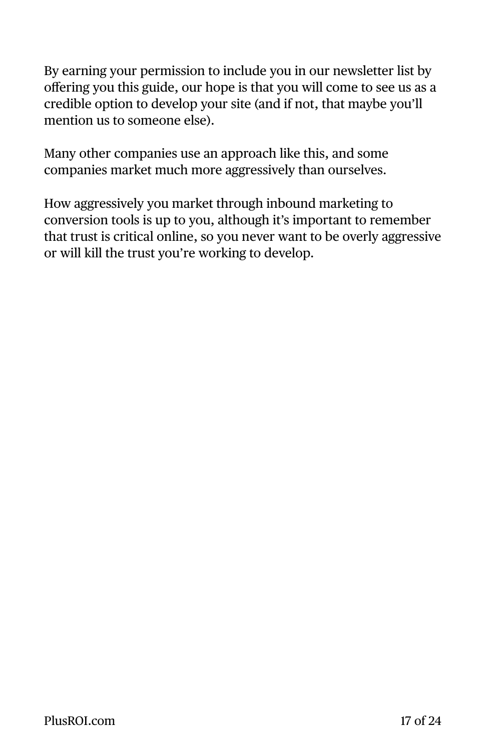By earning your permission to include you in our newsletter list by offering you this guide, our hope is that you will come to see us as a credible option to develop your site (and if not, that maybe you'll mention us to someone else).

Many other companies use an approach like this, and some companies market much more aggressively than ourselves.

How aggressively you market through inbound marketing to conversion tools is up to you, although it's important to remember that trust is critical online, so you never want to be overly aggressive or will kill the trust you're working to develop.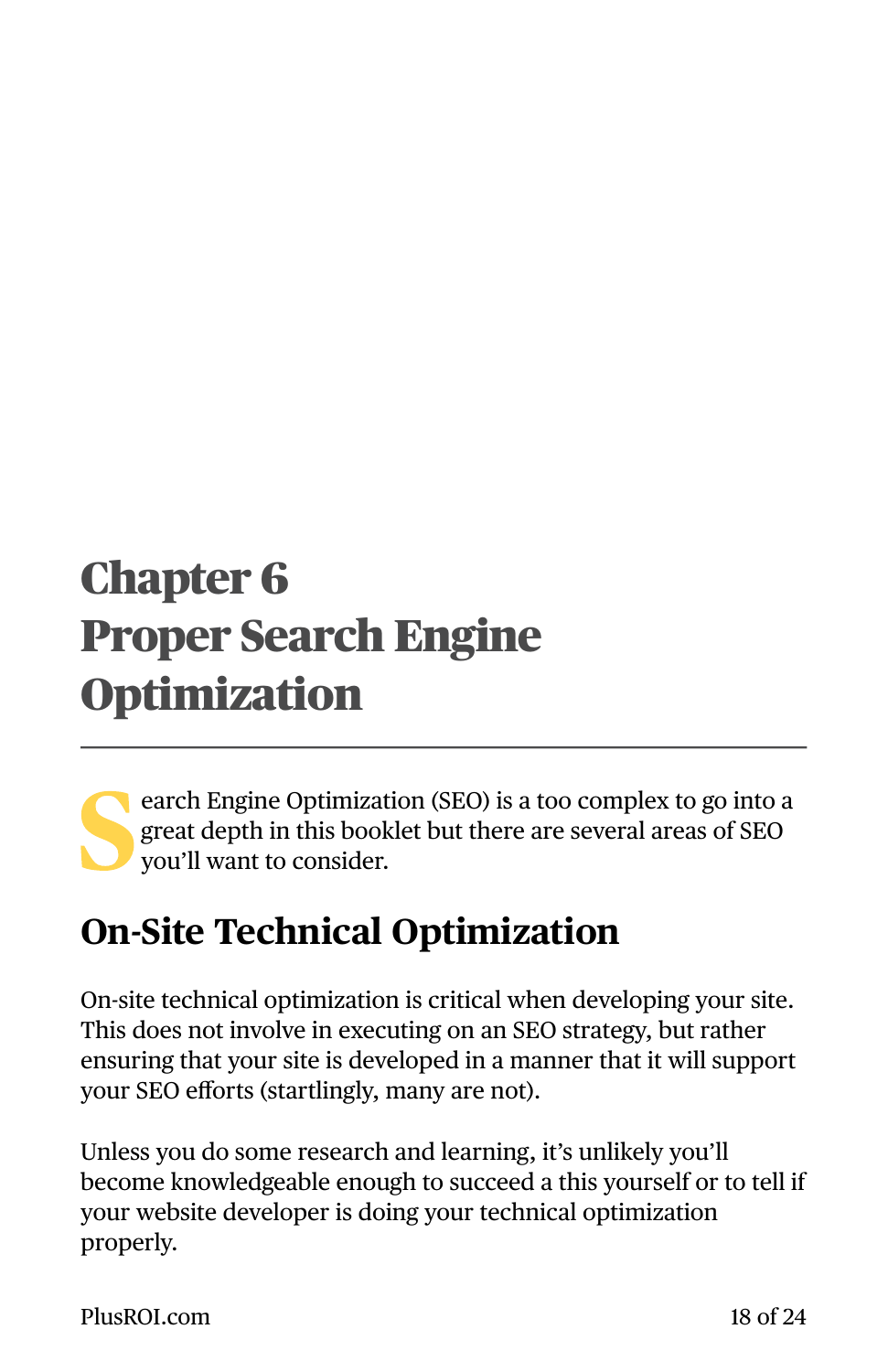# Chapter 6
# Proper Search Engine Optimization

Search Engine Optimization (SEO) is a too complex to go into a great depth in this booklet but there are several areas of SEO you'll want to consider.

## On-Site Technical Optimization

On-site technical optimization is critical when developing your site. This does not involve in executing on an SEO strategy, but rather ensuring that your site is developed in a manner that it will support your SEO efforts (startlingly, many are not).

Unless you do some research and learning, it's unlikely you'll become knowledgeable enough to succeed a this yourself or to tell if your website developer is doing your technical optimization properly.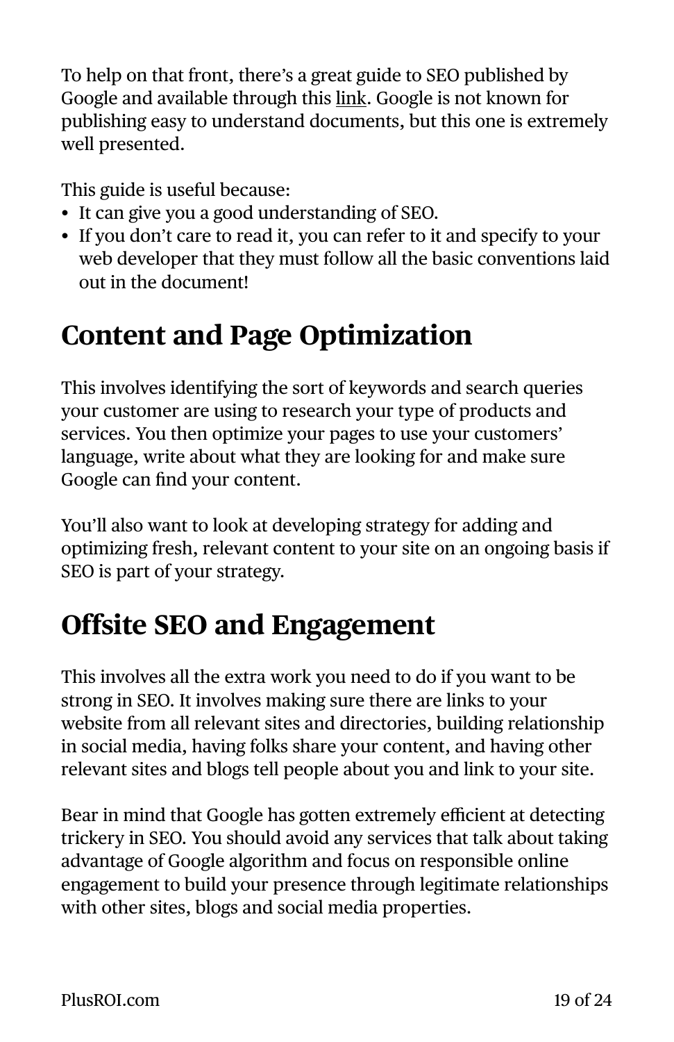To help on that front, there's a great guide to SEO published by Google and available through this link. Google is not known for publishing easy to understand documents, but this one is extremely well presented.

This guide is useful because:

- It can give you a good understanding of SEO.
- If you don't care to read it, you can refer to it and specify to your web developer that they must follow all the basic conventions laid out in the document!

## Content and Page Optimization

This involves identifying the sort of keywords and search queries your customer are using to research your type of products and services. You then optimize your pages to use your customers' language, write about what they are looking for and make sure Google can find your content.

You'll also want to look at developing strategy for adding and optimizing fresh, relevant content to your site on an ongoing basis if SEO is part of your strategy.

## Offsite SEO and Engagement

This involves all the extra work you need to do if you want to be strong in SEO. It involves making sure there are links to your website from all relevant sites and directories, building relationship in social media, having folks share your content, and having other relevant sites and blogs tell people about you and link to your site.

Bear in mind that Google has gotten extremely efficient at detecting trickery in SEO. You should avoid any services that talk about taking advantage of Google algorithm and focus on responsible online engagement to build your presence through legitimate relationships with other sites, blogs and social media properties.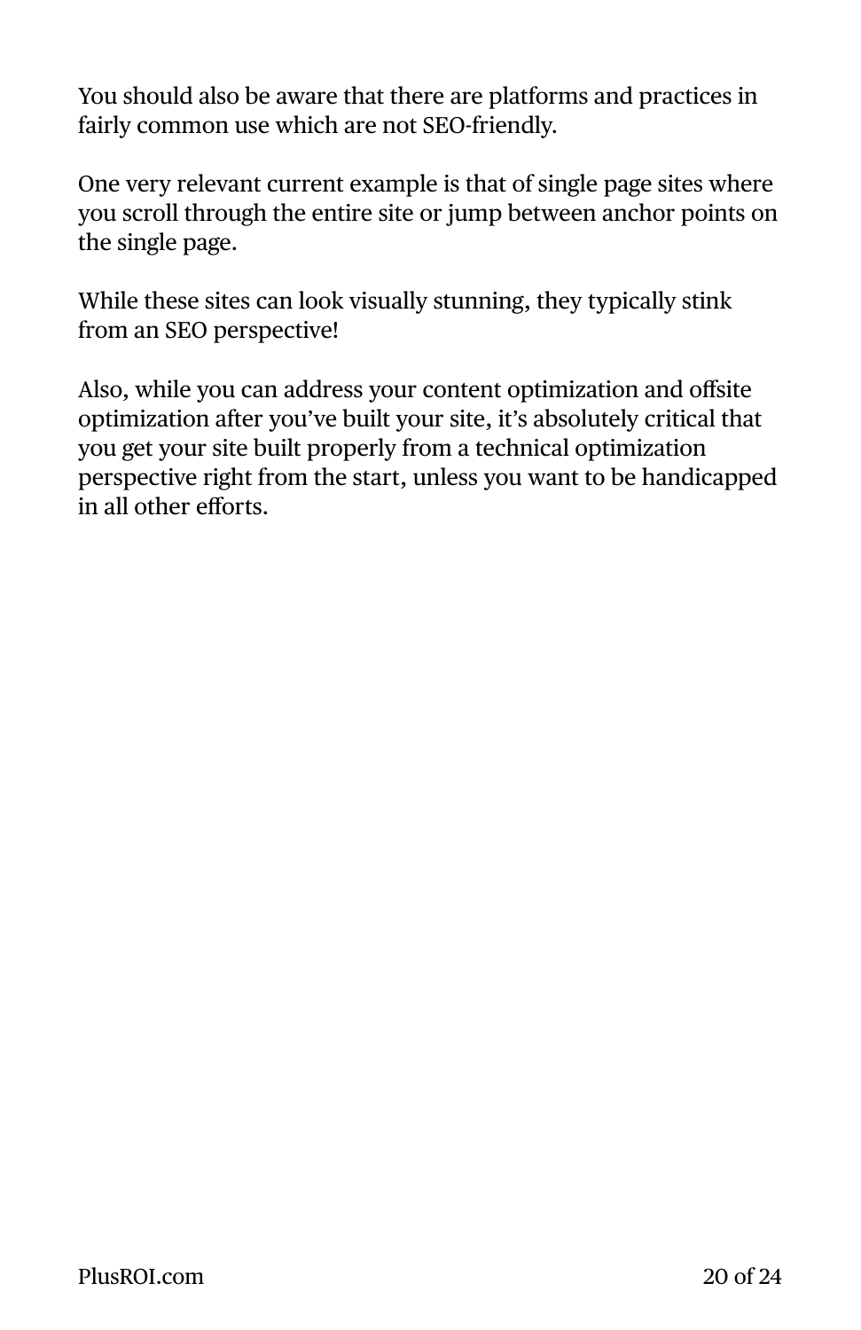You should also be aware that there are platforms and practices in fairly common use which are not SEO-friendly.

One very relevant current example is that of single page sites where you scroll through the entire site or jump between anchor points on the single page.

While these sites can look visually stunning, they typically stink from an SEO perspective!

Also, while you can address your content optimization and offsite optimization after you've built your site, it's absolutely critical that you get your site built properly from a technical optimization perspective right from the start, unless you want to be handicapped in all other efforts.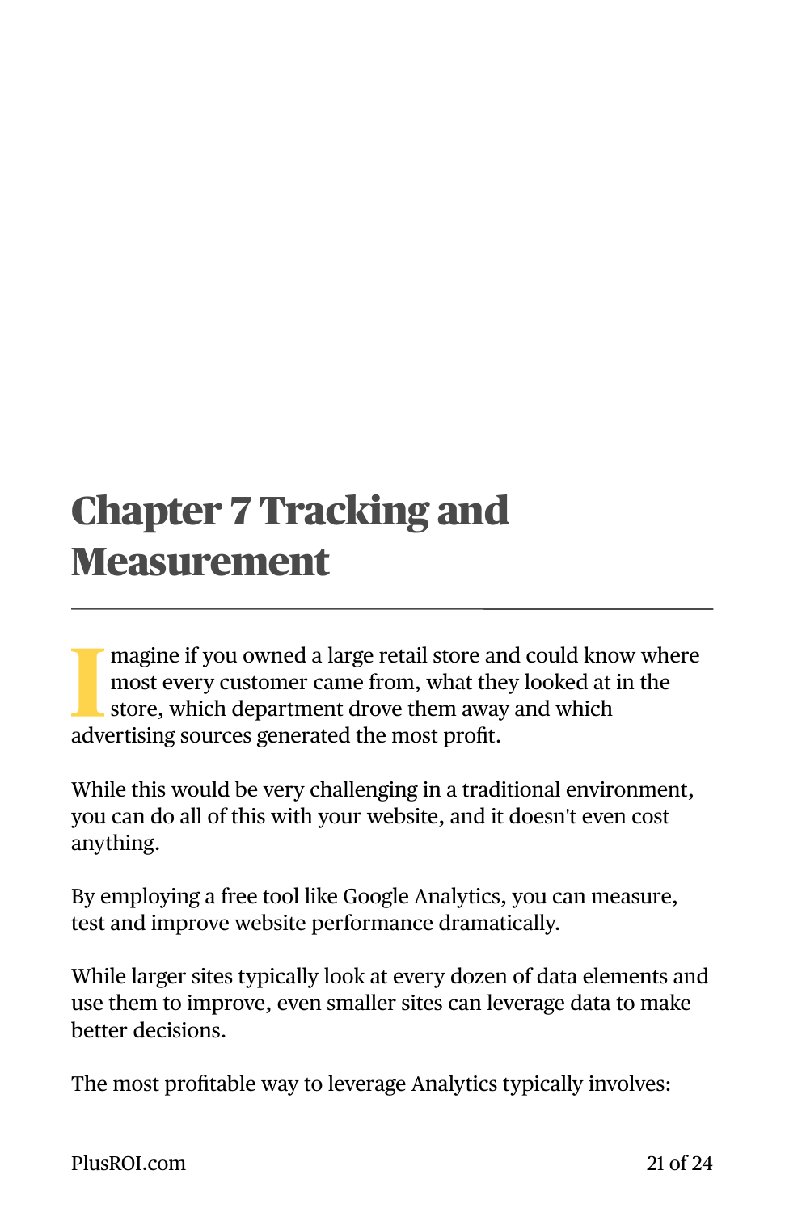# Chapter 7 Tracking and Measurement

Imagine if you owned a large retail store and could know where most every customer came from, what they looked at in the store, which department drove them away and which advertising sources generated the most profit.

While this would be very challenging in a traditional environment, you can do all of this with your website, and it doesn't even cost anything.

By employing a free tool like Google Analytics, you can measure, test and improve website performance dramatically.

While larger sites typically look at every dozen of data elements and use them to improve, even smaller sites can leverage data to make better decisions.

The most profitable way to leverage Analytics typically involves: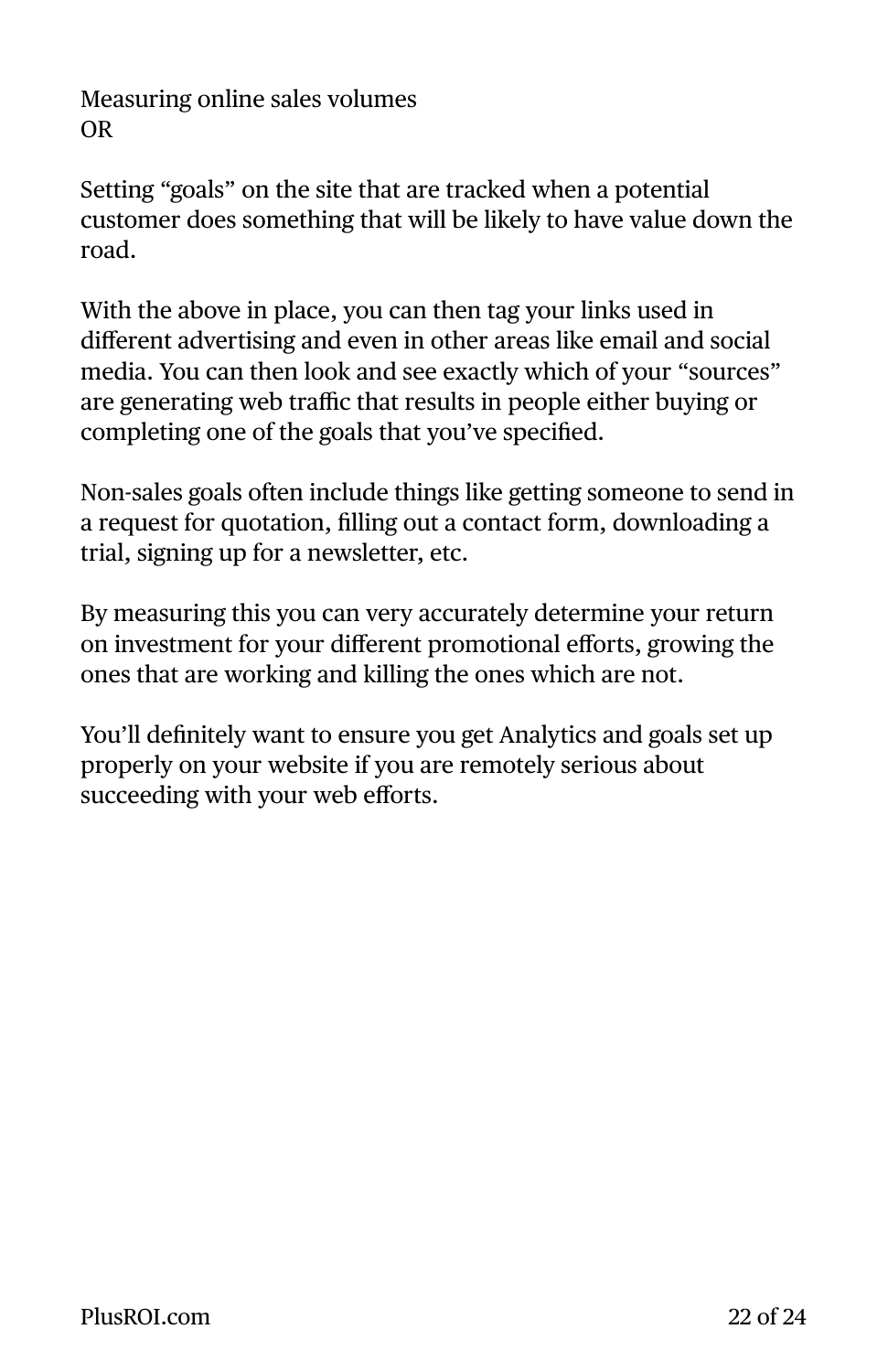Measuring online sales volumes
OR

Setting “goals” on the site that are tracked when a potential customer does something that will be likely to have value down the road.

With the above in place, you can then tag your links used in different advertising and even in other areas like email and social media. You can then look and see exactly which of your “sources” are generating web traffic that results in people either buying or completing one of the goals that you’ve specified.

Non-sales goals often include things like getting someone to send in a request for quotation, filling out a contact form, downloading a trial, signing up for a newsletter, etc.

By measuring this you can very accurately determine your return on investment for your different promotional efforts, growing the ones that are working and killing the ones which are not.

You’ll definitely want to ensure you get Analytics and goals set up properly on your website if you are remotely serious about succeeding with your web efforts.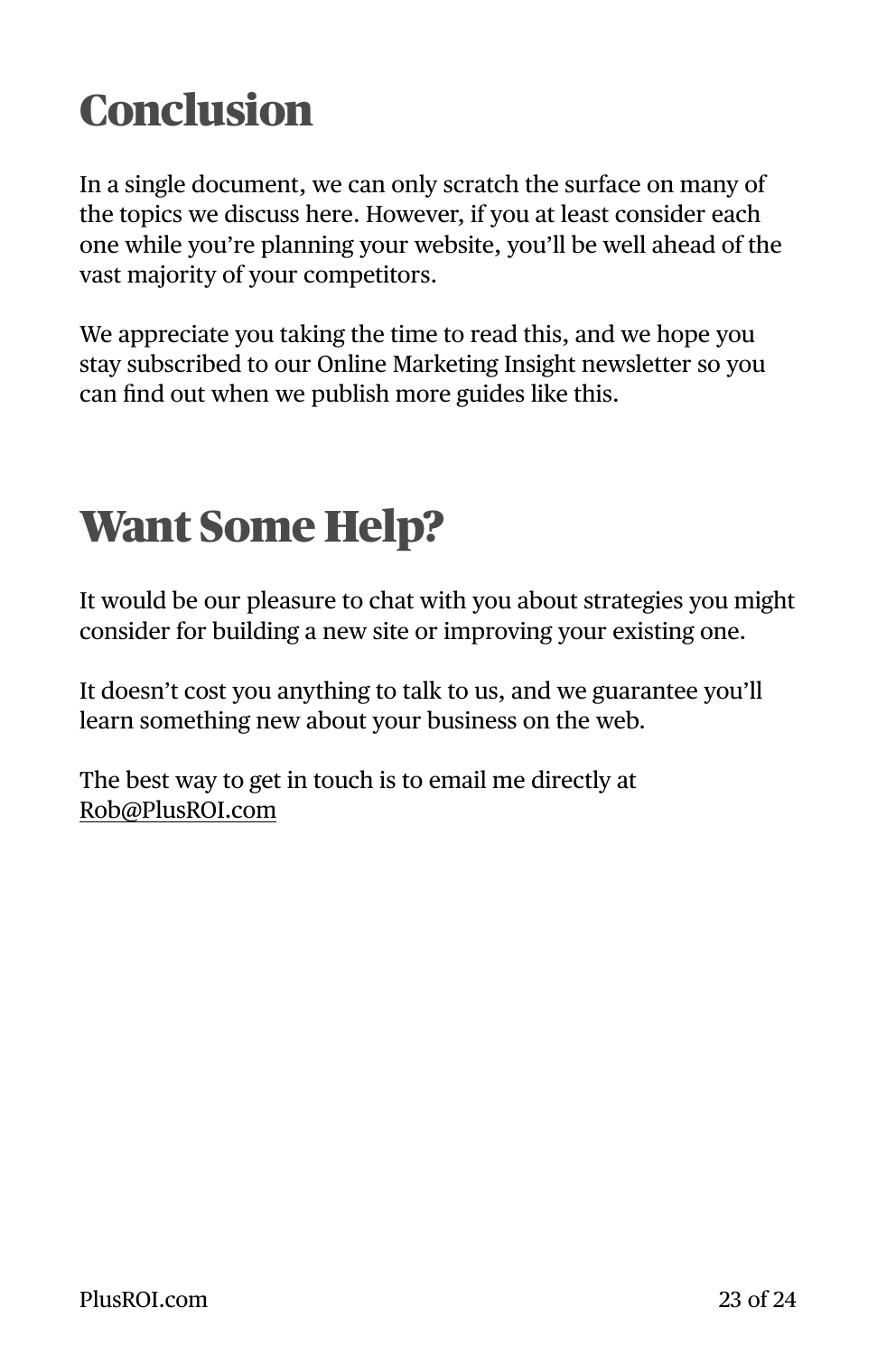# Conclusion

In a single document, we can only scratch the surface on many of the topics we discuss here. However, if you at least consider each one while you're planning your website, you'll be well ahead of the vast majority of your competitors.

We appreciate you taking the time to read this, and we hope you stay subscribed to our Online Marketing Insight newsletter so you can find out when we publish more guides like this.

# Want Some Help?

It would be our pleasure to chat with you about strategies you might consider for building a new site or improving your existing one.

It doesn't cost you anything to talk to us, and we guarantee you'll learn something new about your business on the web.

The best way to get in touch is to email me directly at Rob@PlusROI.com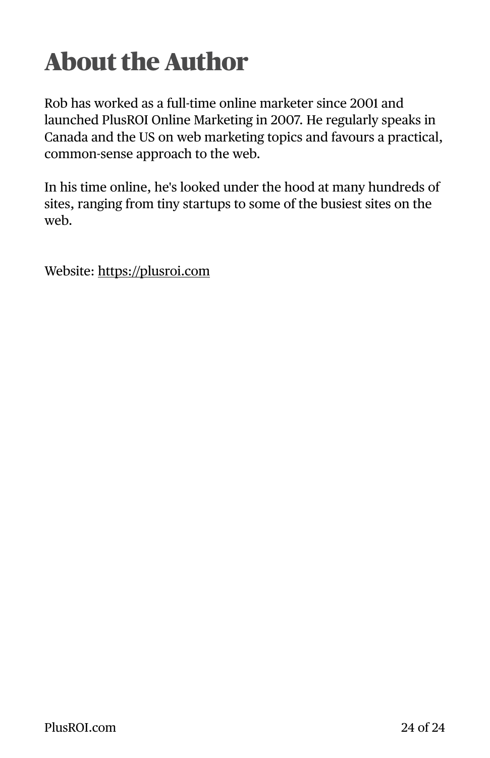# About the Author

Rob has worked as a full-time online marketer since 2001 and launched PlusROI Online Marketing in 2007. He regularly speaks in Canada and the US on web marketing topics and favours a practical, common-sense approach to the web.

In his time online, he's looked under the hood at many hundreds of sites, ranging from tiny startups to some of the busiest sites on the web.

Website: [https://plusroi.com](https://plusroi.com)